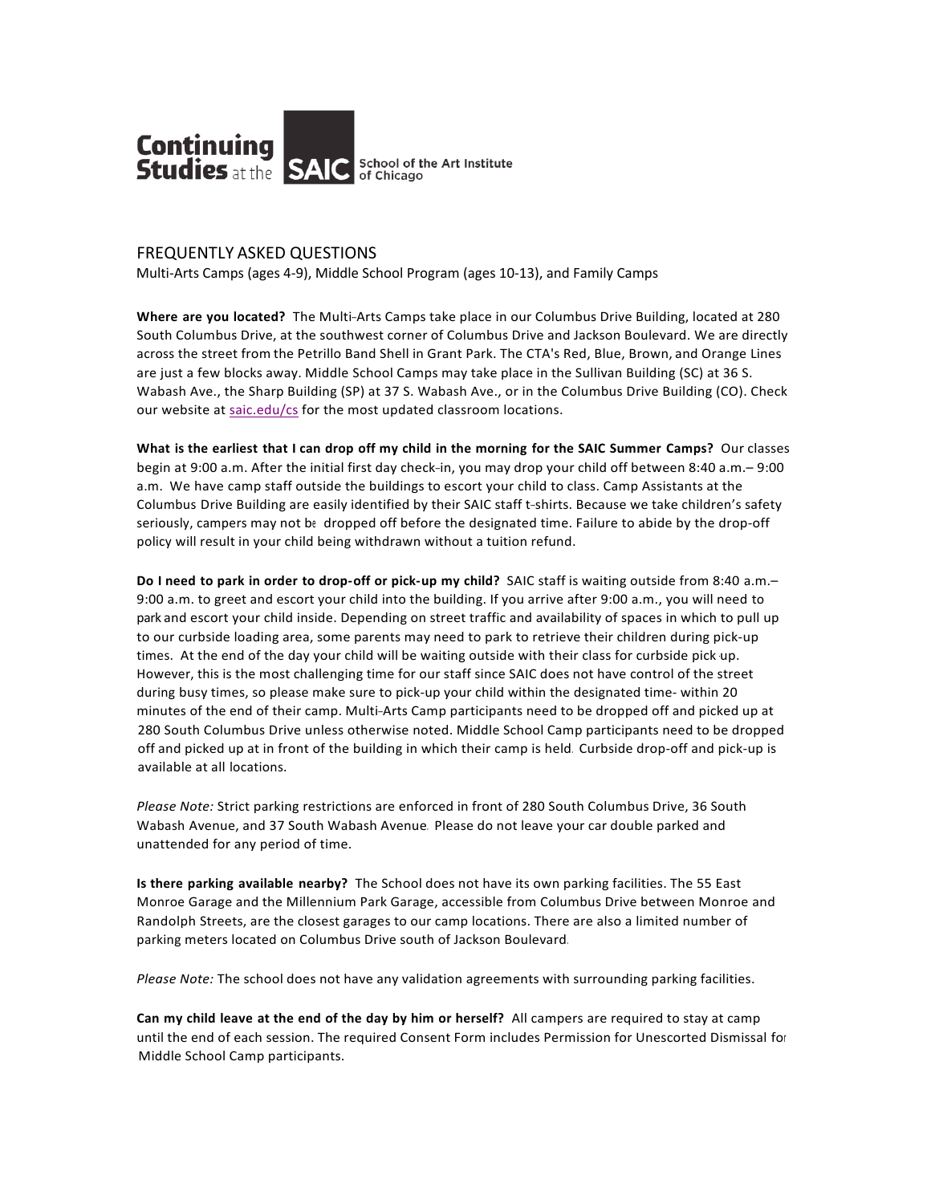Continuing Studies at the SAIC School of the Art Institute of Chicago

# FREQUENTLY ASKED QUESTIONS

Multi-Arts Camps (ages 4-9), Middle School Program (ages 10-13), and Family Camps

**Where are you located?** The Multi-Arts Camps take place in our Columbus Drive Building, located at 280 South Columbus Drive, at the southwest corner of Columbus Drive and Jackson Boulevard. We are directly across the street from the Petrillo Band Shell in Grant Park. The CTA's Red, Blue, Brown, and Orange Lines are just a few blocks away. Middle School Camps may take place in the Sullivan Building (SC) at 36 S. Wabash Ave., the Sharp Building (SP) at 37 S. Wabash Ave., or in the Columbus Drive Building (CO). Check our website at saic.edu/cs for the most updated classroom locations.

**What is the earliest that I can drop off my child in the morning for the SAIC Summer Camps?** Our classes begin at 9:00 a.m. After the initial first day check-in, you may drop your child off between 8:40 a.m.– 9:00 a.m. We have camp staff outside the buildings to escort your child to class. Camp Assistants at the Columbus Drive Building are easily identified by their SAIC staff t-shirts. Because we take children's safety seriously, campers may not be dropped off before the designated time. Failure to abide by the drop-off policy will result in your child being withdrawn without a tuition refund.

**Do I need to park in order to drop-off or pick-up my child?** SAIC staff is waiting outside from 8:40 a.m.– 9:00 a.m. to greet and escort your child into the building. If you arrive after 9:00 a.m., you will need to park and escort your child inside. Depending on street traffic and availability of spaces in which to pull up to our curbside loading area, some parents may need to park to retrieve their children during pick-up times. At the end of the day your child will be waiting outside with their class for curbside pick-up. However, this is the most challenging time for our staff since SAIC does not have control of the street during busy times, so please make sure to pick-up your child within the designated time- within 20 minutes of the end of their camp. Multi-Arts Camp participants need to be dropped off and picked up at 280 South Columbus Drive unless otherwise noted. Middle School Camp participants need to be dropped off and picked up at in front of the building in which their camp is held. Curbside drop-off and pick-up is available at all locations.

*Please Note:* Strict parking restrictions are enforced in front of 280 South Columbus Drive, 36 South Wabash Avenue, and 37 South Wabash Avenue. Please do not leave your car double parked and unattended for any period of time.

**Is there parking available nearby?** The School does not have its own parking facilities. The 55 East Monroe Garage and the Millennium Park Garage, accessible from Columbus Drive between Monroe and Randolph Streets, are the closest garages to our camp locations. There are also a limited number of parking meters located on Columbus Drive south of Jackson Boulevard.

*Please Note:* The school does not have any validation agreements with surrounding parking facilities.

**Can my child leave at the end of the day by him or herself?** All campers are required to stay at camp until the end of each session. The required Consent Form includes Permission for Unescorted Dismissal for Middle School Camp participants.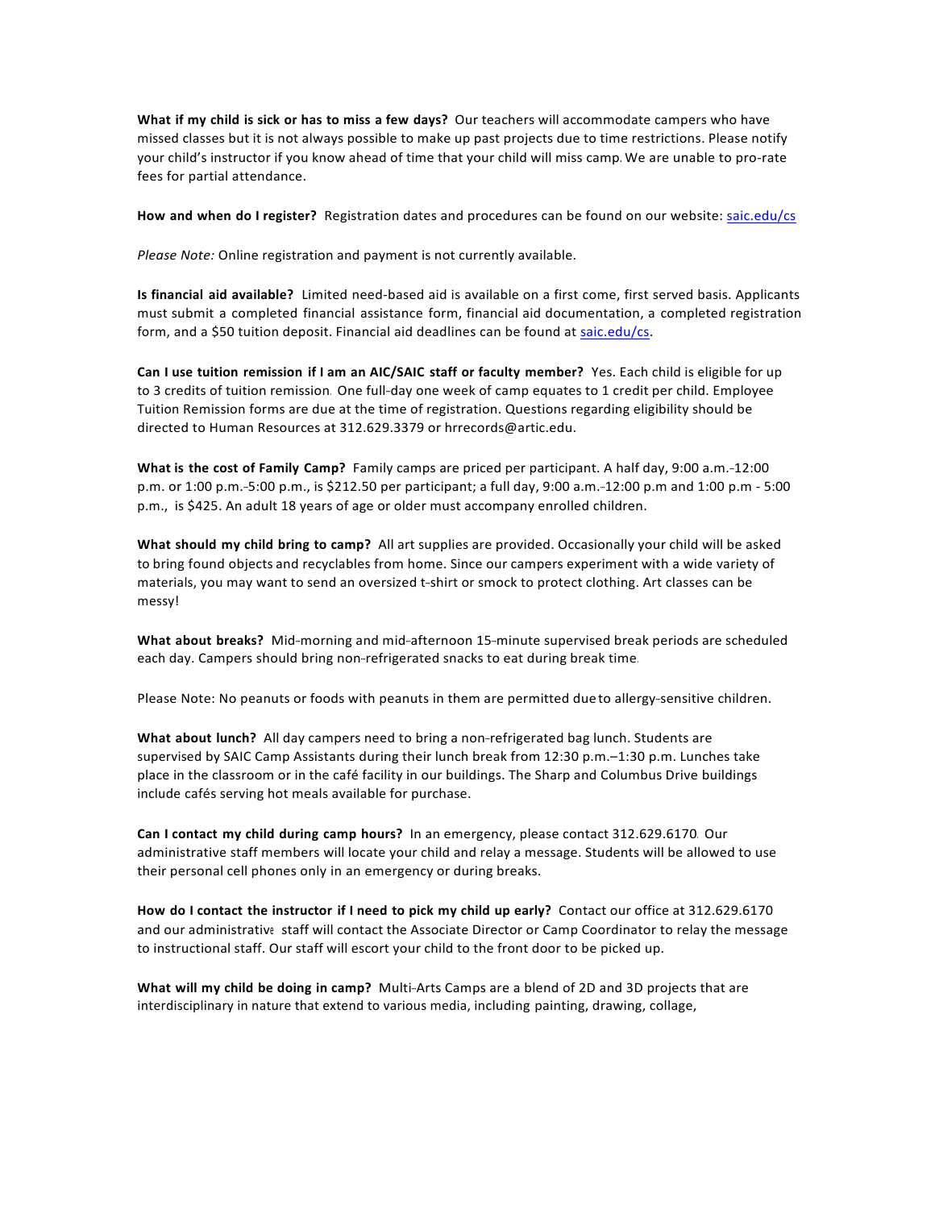**What if my child is sick or has to miss a few days?** Our teachers will accommodate campers who have missed classes but it is not always possible to make up past projects due to time restrictions. Please notify your child's instructor if you know ahead of time that your child will miss camp. We are unable to pro-rate fees for partial attendance.

**How and when do I register?** Registration dates and procedures can be found on our website: saic.edu/cs

*Please Note:* Online registration and payment is not currently available.

**Is financial aid available?** Limited need-based aid is available on a first come, first served basis. Applicants must submit a completed financial assistance form, financial aid documentation, a completed registration form, and a $50 tuition deposit. Financial aid deadlines can be found at saic.edu/cs.

**Can I use tuition remission if I am an AIC/SAIC staff or faculty member?** Yes. Each child is eligible for up to 3 credits of tuition remission. One full-day one week of camp equates to 1 credit per child. Employee Tuition Remission forms are due at the time of registration. Questions regarding eligibility should be directed to Human Resources at 312.629.3379 or hrrecords@artic.edu.

**What is the cost of Family Camp?** Family camps are priced per participant. A half day, 9:00 a.m.-12:00 p.m. or 1:00 p.m.-5:00 p.m., is $212.50 per participant; a full day, 9:00 a.m.-12:00 p.m and 1:00 p.m - 5:00 p.m., is $425. An adult 18 years of age or older must accompany enrolled children.

**What should my child bring to camp?** All art supplies are provided. Occasionally your child will be asked to bring found objects and recyclables from home. Since our campers experiment with a wide variety of materials, you may want to send an oversized t-shirt or smock to protect clothing. Art classes can be messy!

**What about breaks?** Mid-morning and mid-afternoon 15-minute supervised break periods are scheduled each day. Campers should bring non-refrigerated snacks to eat during break time.

Please Note: No peanuts or foods with peanuts in them are permitted due to allergy-sensitive children.

**What about lunch?** All day campers need to bring a non-refrigerated bag lunch. Students are supervised by SAIC Camp Assistants during their lunch break from 12:30 p.m.–1:30 p.m. Lunches take place in the classroom or in the café facility in our buildings. The Sharp and Columbus Drive buildings include cafés serving hot meals available for purchase.

**Can I contact my child during camp hours?** In an emergency, please contact 312.629.6170. Our administrative staff members will locate your child and relay a message. Students will be allowed to use their personal cell phones only in an emergency or during breaks.

**How do I contact the instructor if I need to pick my child up early?** Contact our office at 312.629.6170 and our administrative staff will contact the Associate Director or Camp Coordinator to relay the message to instructional staff. Our staff will escort your child to the front door to be picked up.

**What will my child be doing in camp?** Multi-Arts Camps are a blend of 2D and 3D projects that are interdisciplinary in nature that extend to various media, including painting, drawing, collage,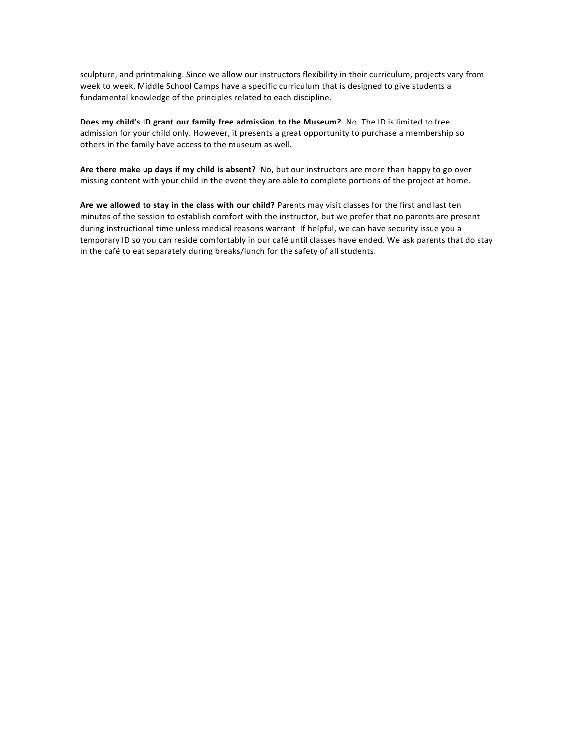sculpture, and printmaking. Since we allow our instructors flexibility in their curriculum, projects vary from week to week. Middle School Camps have a specific curriculum that is designed to give students a fundamental knowledge of the principles related to each discipline.

**Does my child's ID grant our family free admission to the Museum?** No. The ID is limited to free admission for your child only. However, it presents a great opportunity to purchase a membership so others in the family have access to the museum as well.

**Are there make up days if my child is absent?** No, but our instructors are more than happy to go over missing content with your child in the event they are able to complete portions of the project at home.

**Are we allowed to stay in the class with our child?** Parents may visit classes for the first and last ten minutes of the session to establish comfort with the instructor, but we prefer that no parents are present during instructional time unless medical reasons warrant. If helpful, we can have security issue you a temporary ID so you can reside comfortably in our café until classes have ended. We ask parents that do stay in the café to eat separately during breaks/lunch for the safety of all students.